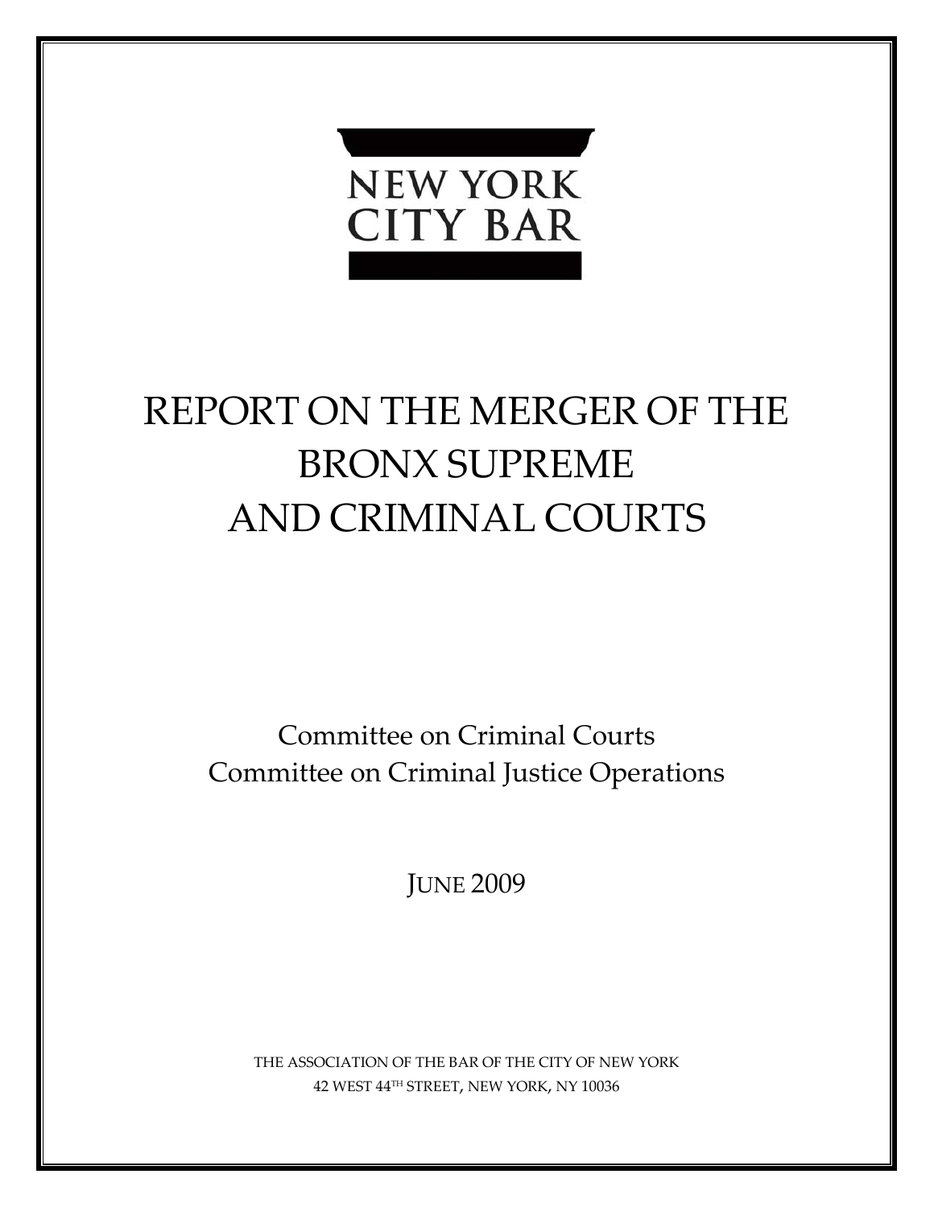NEW YORK CITY BAR

# REPORT ON THE MERGER OF THE BRONX SUPREME AND CRIMINAL COURTS

Committee on Criminal Courts
Committee on Criminal Justice Operations

JUNE 2009

THE ASSOCIATION OF THE BAR OF THE CITY OF NEW YORK
42 WEST 44TH STREET, NEW YORK, NY 10036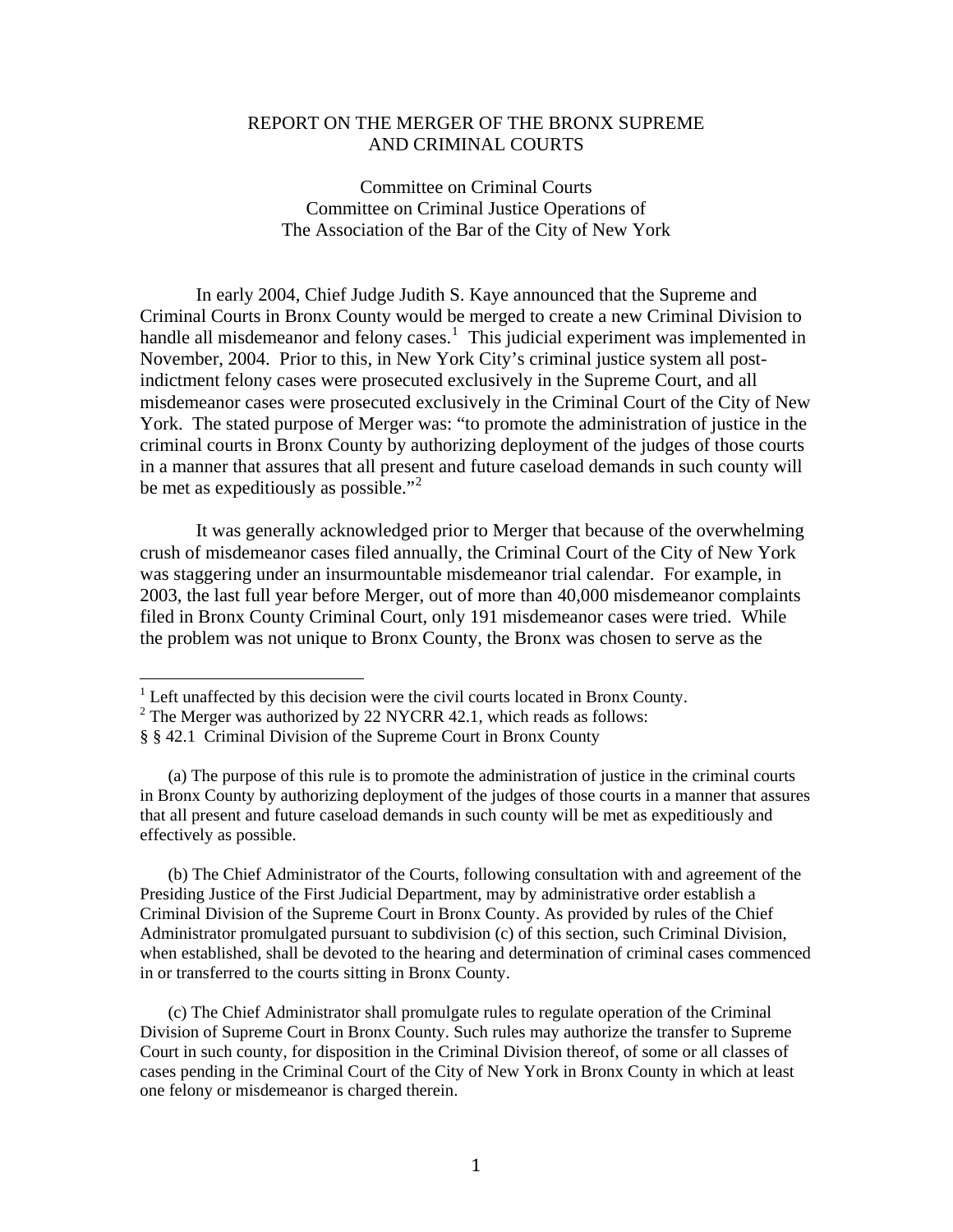REPORT ON THE MERGER OF THE BRONX SUPREME AND CRIMINAL COURTS

Committee on Criminal Courts
Committee on Criminal Justice Operations of
The Association of the Bar of the City of New York

In early 2004, Chief Judge Judith S. Kaye announced that the Supreme and Criminal Courts in Bronx County would be merged to create a new Criminal Division to handle all misdemeanor and felony cases.[1] This judicial experiment was implemented in November, 2004. Prior to this, in New York City's criminal justice system all post-indictment felony cases were prosecuted exclusively in the Supreme Court, and all misdemeanor cases were prosecuted exclusively in the Criminal Court of the City of New York. The stated purpose of Merger was: "to promote the administration of justice in the criminal courts in Bronx County by authorizing deployment of the judges of those courts in a manner that assures that all present and future caseload demands in such county will be met as expeditiously as possible."[2]

It was generally acknowledged prior to Merger that because of the overwhelming crush of misdemeanor cases filed annually, the Criminal Court of the City of New York was staggering under an insurmountable misdemeanor trial calendar. For example, in 2003, the last full year before Merger, out of more than 40,000 misdemeanor complaints filed in Bronx County Criminal Court, only 191 misdemeanor cases were tried. While the problem was not unique to Bronx County, the Bronx was chosen to serve as the

---

[1] Left unaffected by this decision were the civil courts located in Bronx County.

[2] The Merger was authorized by 22 NYCRR 42.1, which reads as follows:

§ § 42.1 Criminal Division of the Supreme Court in Bronx County

(a) The purpose of this rule is to promote the administration of justice in the criminal courts in Bronx County by authorizing deployment of the judges of those courts in a manner that assures that all present and future caseload demands in such county will be met as expeditiously and effectively as possible.

(b) The Chief Administrator of the Courts, following consultation with and agreement of the Presiding Justice of the First Judicial Department, may by administrative order establish a Criminal Division of the Supreme Court in Bronx County. As provided by rules of the Chief Administrator promulgated pursuant to subdivision (c) of this section, such Criminal Division, when established, shall be devoted to the hearing and determination of criminal cases commenced in or transferred to the courts sitting in Bronx County.

(c) The Chief Administrator shall promulgate rules to regulate operation of the Criminal Division of Supreme Court in Bronx County. Such rules may authorize the transfer to Supreme Court in such county, for disposition in the Criminal Division thereof, of some or all classes of cases pending in the Criminal Court of the City of New York in Bronx County in which at least one felony or misdemeanor is charged therein.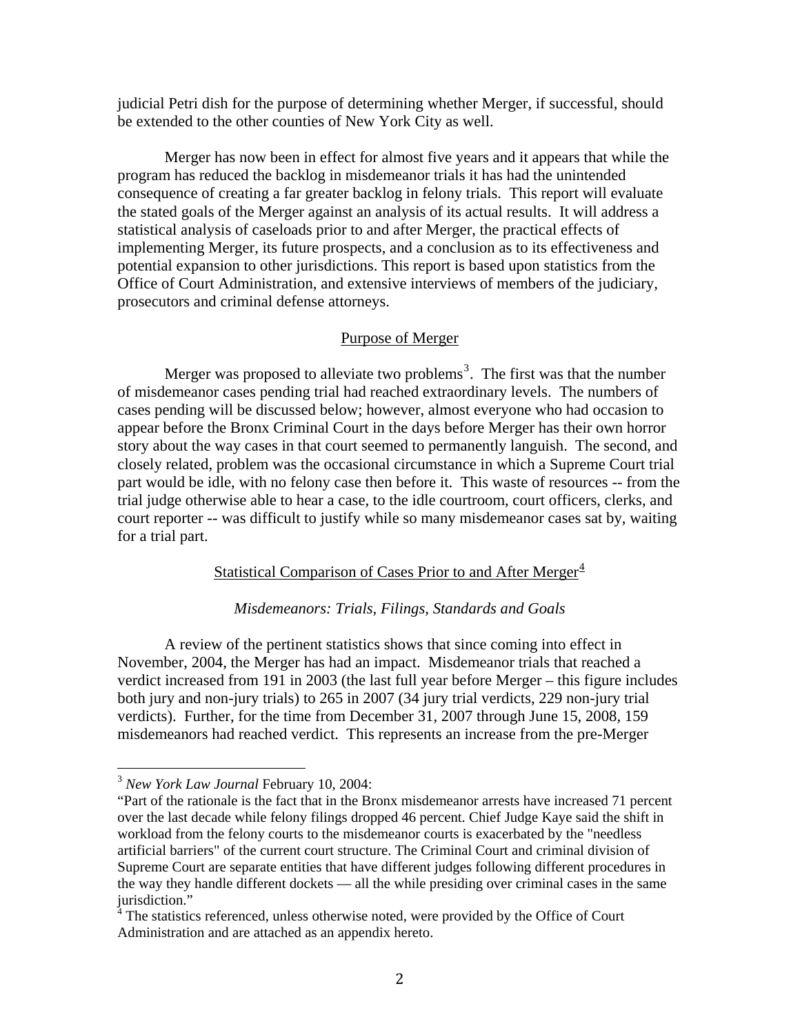judicial Petri dish for the purpose of determining whether Merger, if successful, should be extended to the other counties of New York City as well.

Merger has now been in effect for almost five years and it appears that while the program has reduced the backlog in misdemeanor trials it has had the unintended consequence of creating a far greater backlog in felony trials. This report will evaluate the stated goals of the Merger against an analysis of its actual results. It will address a statistical analysis of caseloads prior to and after Merger, the practical effects of implementing Merger, its future prospects, and a conclusion as to its effectiveness and potential expansion to other jurisdictions. This report is based upon statistics from the Office of Court Administration, and extensive interviews of members of the judiciary, prosecutors and criminal defense attorneys.

## Purpose of Merger

Merger was proposed to alleviate two problems[3]. The first was that the number of misdemeanor cases pending trial had reached extraordinary levels. The numbers of cases pending will be discussed below; however, almost everyone who had occasion to appear before the Bronx Criminal Court in the days before Merger has their own horror story about the way cases in that court seemed to permanently languish. The second, and closely related, problem was the occasional circumstance in which a Supreme Court trial part would be idle, with no felony case then before it. This waste of resources -- from the trial judge otherwise able to hear a case, to the idle courtroom, court officers, clerks, and court reporter -- was difficult to justify while so many misdemeanor cases sat by, waiting for a trial part.

## Statistical Comparison of Cases Prior to and After Merger[4]

### *Misdemeanors: Trials, Filings, Standards and Goals*

A review of the pertinent statistics shows that since coming into effect in November, 2004, the Merger has had an impact. Misdemeanor trials that reached a verdict increased from 191 in 2003 (the last full year before Merger – this figure includes both jury and non-jury trials) to 265 in 2007 (34 jury trial verdicts, 229 non-jury trial verdicts). Further, for the time from December 31, 2007 through June 15, 2008, 159 misdemeanors had reached verdict. This represents an increase from the pre-Merger

---

[3] *New York Law Journal* February 10, 2004:
"Part of the rationale is the fact that in the Bronx misdemeanor arrests have increased 71 percent over the last decade while felony filings dropped 46 percent. Chief Judge Kaye said the shift in workload from the felony courts to the misdemeanor courts is exacerbated by the "needless artificial barriers" of the current court structure. The Criminal Court and criminal division of Supreme Court are separate entities that have different judges following different procedures in the way they handle different dockets — all the while presiding over criminal cases in the same jurisdiction."

[4] The statistics referenced, unless otherwise noted, were provided by the Office of Court Administration and are attached as an appendix hereto.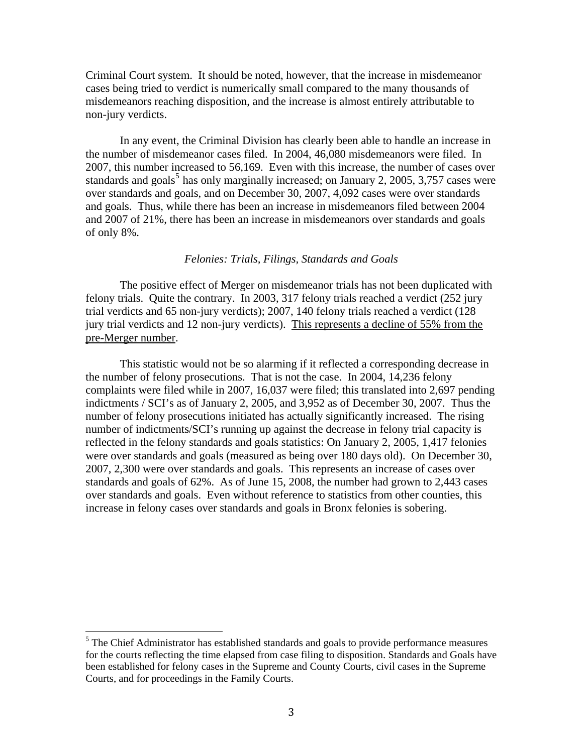Criminal Court system. It should be noted, however, that the increase in misdemeanor cases being tried to verdict is numerically small compared to the many thousands of misdemeanors reaching disposition, and the increase is almost entirely attributable to non-jury verdicts.

In any event, the Criminal Division has clearly been able to handle an increase in the number of misdemeanor cases filed. In 2004, 46,080 misdemeanors were filed. In 2007, this number increased to 56,169. Even with this increase, the number of cases over standards and goals[5] has only marginally increased; on January 2, 2005, 3,757 cases were over standards and goals, and on December 30, 2007, 4,092 cases were over standards and goals. Thus, while there has been an increase in misdemeanors filed between 2004 and 2007 of 21%, there has been an increase in misdemeanors over standards and goals of only 8%.

*Felonies: Trials, Filings, Standards and Goals*

The positive effect of Merger on misdemeanor trials has not been duplicated with felony trials. Quite the contrary. In 2003, 317 felony trials reached a verdict (252 jury trial verdicts and 65 non-jury verdicts); 2007, 140 felony trials reached a verdict (128 jury trial verdicts and 12 non-jury verdicts). <u>This represents a decline of 55% from the pre-Merger number</u>.

This statistic would not be so alarming if it reflected a corresponding decrease in the number of felony prosecutions. That is not the case. In 2004, 14,236 felony complaints were filed while in 2007, 16,037 were filed; this translated into 2,697 pending indictments / SCI's as of January 2, 2005, and 3,952 as of December 30, 2007. Thus the number of felony prosecutions initiated has actually significantly increased. The rising number of indictments/SCI's running up against the decrease in felony trial capacity is reflected in the felony standards and goals statistics: On January 2, 2005, 1,417 felonies were over standards and goals (measured as being over 180 days old). On December 30, 2007, 2,300 were over standards and goals. This represents an increase of cases over standards and goals of 62%. As of June 15, 2008, the number had grown to 2,443 cases over standards and goals. Even without reference to statistics from other counties, this increase in felony cases over standards and goals in Bronx felonies is sobering.

---

[5] The Chief Administrator has established standards and goals to provide performance measures for the courts reflecting the time elapsed from case filing to disposition. Standards and Goals have been established for felony cases in the Supreme and County Courts, civil cases in the Supreme Courts, and for proceedings in the Family Courts.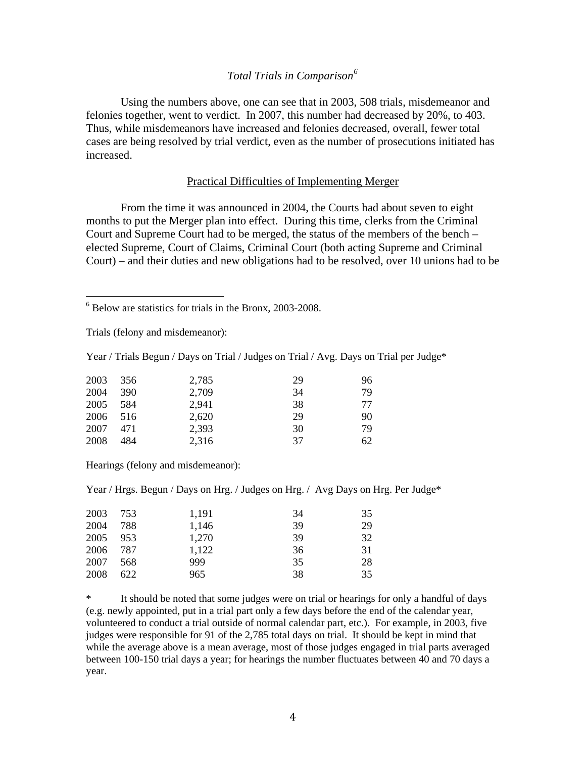*Total Trials in Comparison*[6]

Using the numbers above, one can see that in 2003, 508 trials, misdemeanor and felonies together, went to verdict. In 2007, this number had decreased by 20%, to 403. Thus, while misdemeanors have increased and felonies decreased, overall, fewer total cases are being resolved by trial verdict, even as the number of prosecutions initiated has increased.

<u>Practical Difficulties of Implementing Merger</u>

From the time it was announced in 2004, the Courts had about seven to eight months to put the Merger plan into effect. During this time, clerks from the Criminal Court and Supreme Court had to be merged, the status of the members of the bench – elected Supreme, Court of Claims, Criminal Court (both acting Supreme and Criminal Court) – and their duties and new obligations had to be resolved, over 10 unions had to be

---

[6] Below are statistics for trials in the Bronx, 2003-2008.

Trials (felony and misdemeanor):

| Year | Trials Begun | Days on Trial | Judges on Trial | Avg. Days on Trial per Judge* |
|---|---|---|---|---|
| 2003 | 356 | 2,785 | 29 | 96 |
| 2004 | 390 | 2,709 | 34 | 79 |
| 2005 | 584 | 2,941 | 38 | 77 |
| 2006 | 516 | 2,620 | 29 | 90 |
| 2007 | 471 | 2,393 | 30 | 79 |
| 2008 | 484 | 2,316 | 37 | 62 |

Hearings (felony and misdemeanor):

| Year | Hrgs. Begun | Days on Hrg. | Judges on Hrg. | Avg Days on Hrg. Per Judge* |
|---|---|---|---|---|
| 2003 | 753 | 1,191 | 34 | 35 |
| 2004 | 788 | 1,146 | 39 | 29 |
| 2005 | 953 | 1,270 | 39 | 32 |
| 2006 | 787 | 1,122 | 36 | 31 |
| 2007 | 568 | 999 | 35 | 28 |
| 2008 | 622 | 965 | 38 | 35 |

\* It should be noted that some judges were on trial or hearings for only a handful of days (e.g. newly appointed, put in a trial part only a few days before the end of the calendar year, volunteered to conduct a trial outside of normal calendar part, etc.). For example, in 2003, five judges were responsible for 91 of the 2,785 total days on trial. It should be kept in mind that while the average above is a mean average, most of those judges engaged in trial parts averaged between 100-150 trial days a year; for hearings the number fluctuates between 40 and 70 days a year.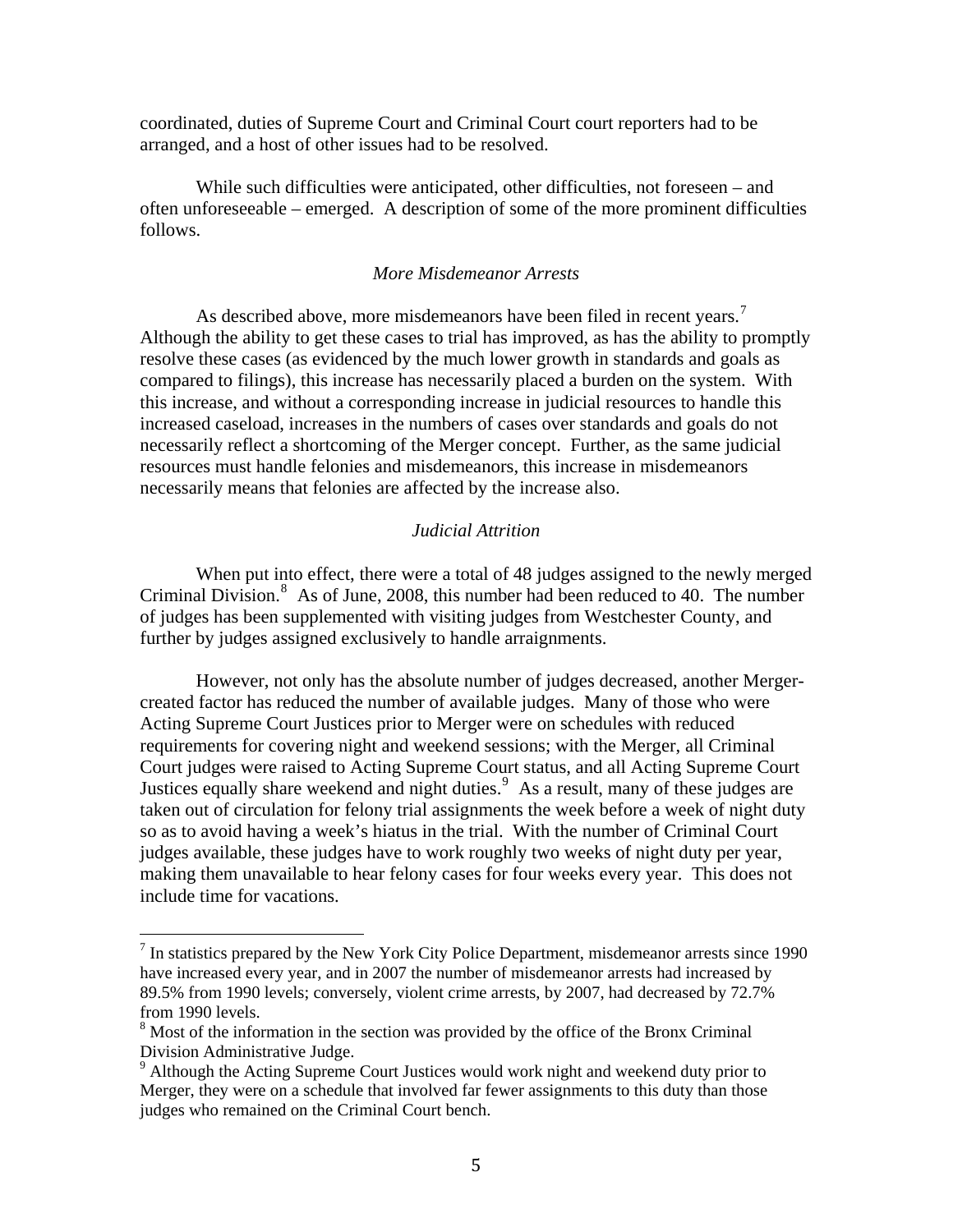coordinated, duties of Supreme Court and Criminal Court court reporters had to be arranged, and a host of other issues had to be resolved.

While such difficulties were anticipated, other difficulties, not foreseen – and often unforeseeable – emerged. A description of some of the more prominent difficulties follows.

### *More Misdemeanor Arrests*

As described above, more misdemeanors have been filed in recent years.[7] Although the ability to get these cases to trial has improved, as has the ability to promptly resolve these cases (as evidenced by the much lower growth in standards and goals as compared to filings), this increase has necessarily placed a burden on the system. With this increase, and without a corresponding increase in judicial resources to handle this increased caseload, increases in the numbers of cases over standards and goals do not necessarily reflect a shortcoming of the Merger concept. Further, as the same judicial resources must handle felonies and misdemeanors, this increase in misdemeanors necessarily means that felonies are affected by the increase also.

### *Judicial Attrition*

When put into effect, there were a total of 48 judges assigned to the newly merged Criminal Division.[8] As of June, 2008, this number had been reduced to 40. The number of judges has been supplemented with visiting judges from Westchester County, and further by judges assigned exclusively to handle arraignments.

However, not only has the absolute number of judges decreased, another Merger-created factor has reduced the number of available judges. Many of those who were Acting Supreme Court Justices prior to Merger were on schedules with reduced requirements for covering night and weekend sessions; with the Merger, all Criminal Court judges were raised to Acting Supreme Court status, and all Acting Supreme Court Justices equally share weekend and night duties.[9] As a result, many of these judges are taken out of circulation for felony trial assignments the week before a week of night duty so as to avoid having a week's hiatus in the trial. With the number of Criminal Court judges available, these judges have to work roughly two weeks of night duty per year, making them unavailable to hear felony cases for four weeks every year. This does not include time for vacations.

---

[7] In statistics prepared by the New York City Police Department, misdemeanor arrests since 1990 have increased every year, and in 2007 the number of misdemeanor arrests had increased by 89.5% from 1990 levels; conversely, violent crime arrests, by 2007, had decreased by 72.7% from 1990 levels.

[8] Most of the information in the section was provided by the office of the Bronx Criminal Division Administrative Judge.

[9] Although the Acting Supreme Court Justices would work night and weekend duty prior to Merger, they were on a schedule that involved far fewer assignments to this duty than those judges who remained on the Criminal Court bench.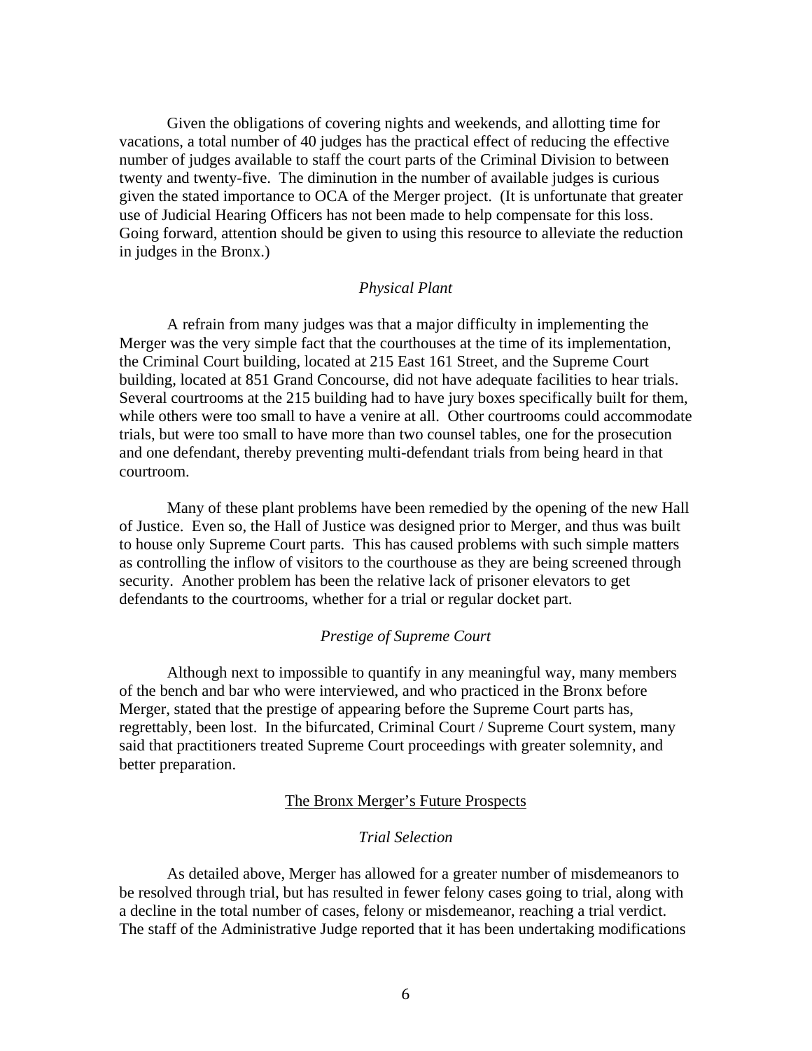Given the obligations of covering nights and weekends, and allotting time for vacations, a total number of 40 judges has the practical effect of reducing the effective number of judges available to staff the court parts of the Criminal Division to between twenty and twenty-five. The diminution in the number of available judges is curious given the stated importance to OCA of the Merger project. (It is unfortunate that greater use of Judicial Hearing Officers has not been made to help compensate for this loss. Going forward, attention should be given to using this resource to alleviate the reduction in judges in the Bronx.)

### *Physical Plant*

A refrain from many judges was that a major difficulty in implementing the Merger was the very simple fact that the courthouses at the time of its implementation, the Criminal Court building, located at 215 East 161 Street, and the Supreme Court building, located at 851 Grand Concourse, did not have adequate facilities to hear trials. Several courtrooms at the 215 building had to have jury boxes specifically built for them, while others were too small to have a venire at all. Other courtrooms could accommodate trials, but were too small to have more than two counsel tables, one for the prosecution and one defendant, thereby preventing multi-defendant trials from being heard in that courtroom.

Many of these plant problems have been remedied by the opening of the new Hall of Justice. Even so, the Hall of Justice was designed prior to Merger, and thus was built to house only Supreme Court parts. This has caused problems with such simple matters as controlling the inflow of visitors to the courthouse as they are being screened through security. Another problem has been the relative lack of prisoner elevators to get defendants to the courtrooms, whether for a trial or regular docket part.

### *Prestige of Supreme Court*

Although next to impossible to quantify in any meaningful way, many members of the bench and bar who were interviewed, and who practiced in the Bronx before Merger, stated that the prestige of appearing before the Supreme Court parts has, regrettably, been lost. In the bifurcated, Criminal Court / Supreme Court system, many said that practitioners treated Supreme Court proceedings with greater solemnity, and better preparation.

## The Bronx Merger's Future Prospects

### *Trial Selection*

As detailed above, Merger has allowed for a greater number of misdemeanors to be resolved through trial, but has resulted in fewer felony cases going to trial, along with a decline in the total number of cases, felony or misdemeanor, reaching a trial verdict. The staff of the Administrative Judge reported that it has been undertaking modifications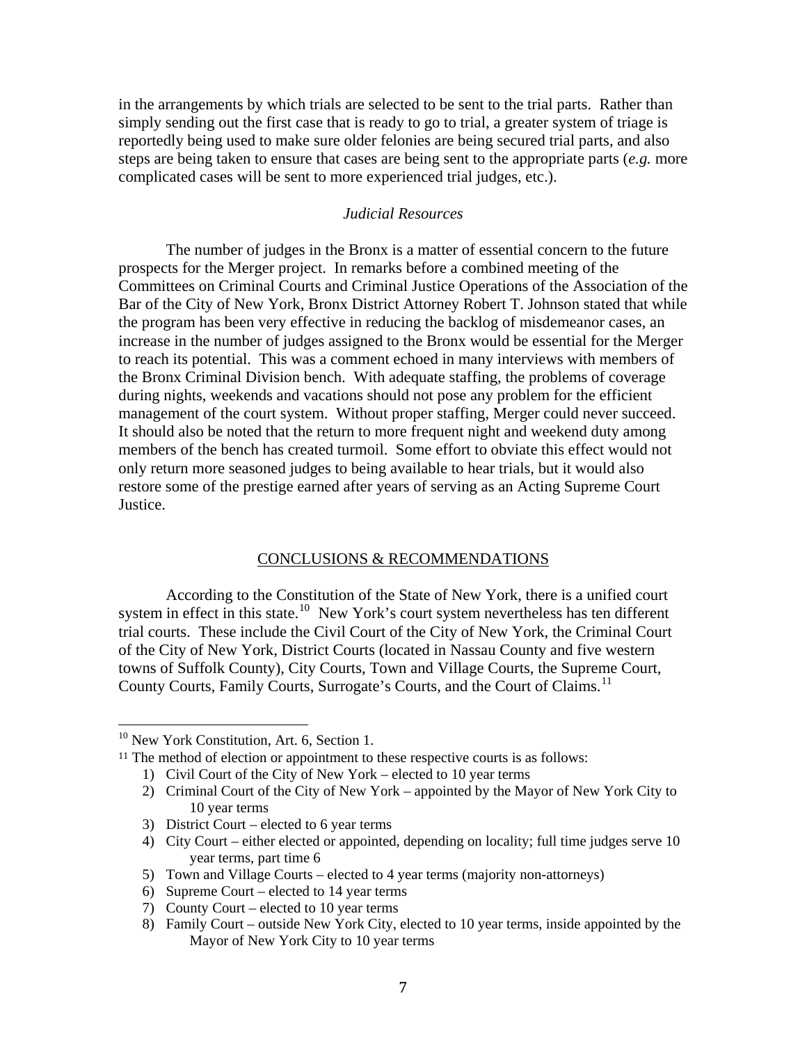in the arrangements by which trials are selected to be sent to the trial parts. Rather than simply sending out the first case that is ready to go to trial, a greater system of triage is reportedly being used to make sure older felonies are being secured trial parts, and also steps are being taken to ensure that cases are being sent to the appropriate parts (*e.g.* more complicated cases will be sent to more experienced trial judges, etc.).

### *Judicial Resources*

The number of judges in the Bronx is a matter of essential concern to the future prospects for the Merger project. In remarks before a combined meeting of the Committees on Criminal Courts and Criminal Justice Operations of the Association of the Bar of the City of New York, Bronx District Attorney Robert T. Johnson stated that while the program has been very effective in reducing the backlog of misdemeanor cases, an increase in the number of judges assigned to the Bronx would be essential for the Merger to reach its potential. This was a comment echoed in many interviews with members of the Bronx Criminal Division bench. With adequate staffing, the problems of coverage during nights, weekends and vacations should not pose any problem for the efficient management of the court system. Without proper staffing, Merger could never succeed. It should also be noted that the return to more frequent night and weekend duty among members of the bench has created turmoil. Some effort to obviate this effect would not only return more seasoned judges to being available to hear trials, but it would also restore some of the prestige earned after years of serving as an Acting Supreme Court Justice.

## CONCLUSIONS & RECOMMENDATIONS

According to the Constitution of the State of New York, there is a unified court system in effect in this state.[10] New York's court system nevertheless has ten different trial courts. These include the Civil Court of the City of New York, the Criminal Court of the City of New York, District Courts (located in Nassau County and five western towns of Suffolk County), City Courts, Town and Village Courts, the Supreme Court, County Courts, Family Courts, Surrogate's Courts, and the Court of Claims.[11]

---

[10] New York Constitution, Art. 6, Section 1.

[11] The method of election or appointment to these respective courts is as follows:

1) Civil Court of the City of New York – elected to 10 year terms
2) Criminal Court of the City of New York – appointed by the Mayor of New York City to 10 year terms
3) District Court – elected to 6 year terms
4) City Court – either elected or appointed, depending on locality; full time judges serve 10 year terms, part time 6
5) Town and Village Courts – elected to 4 year terms (majority non-attorneys)
6) Supreme Court – elected to 14 year terms
7) County Court – elected to 10 year terms
8) Family Court – outside New York City, elected to 10 year terms, inside appointed by the Mayor of New York City to 10 year terms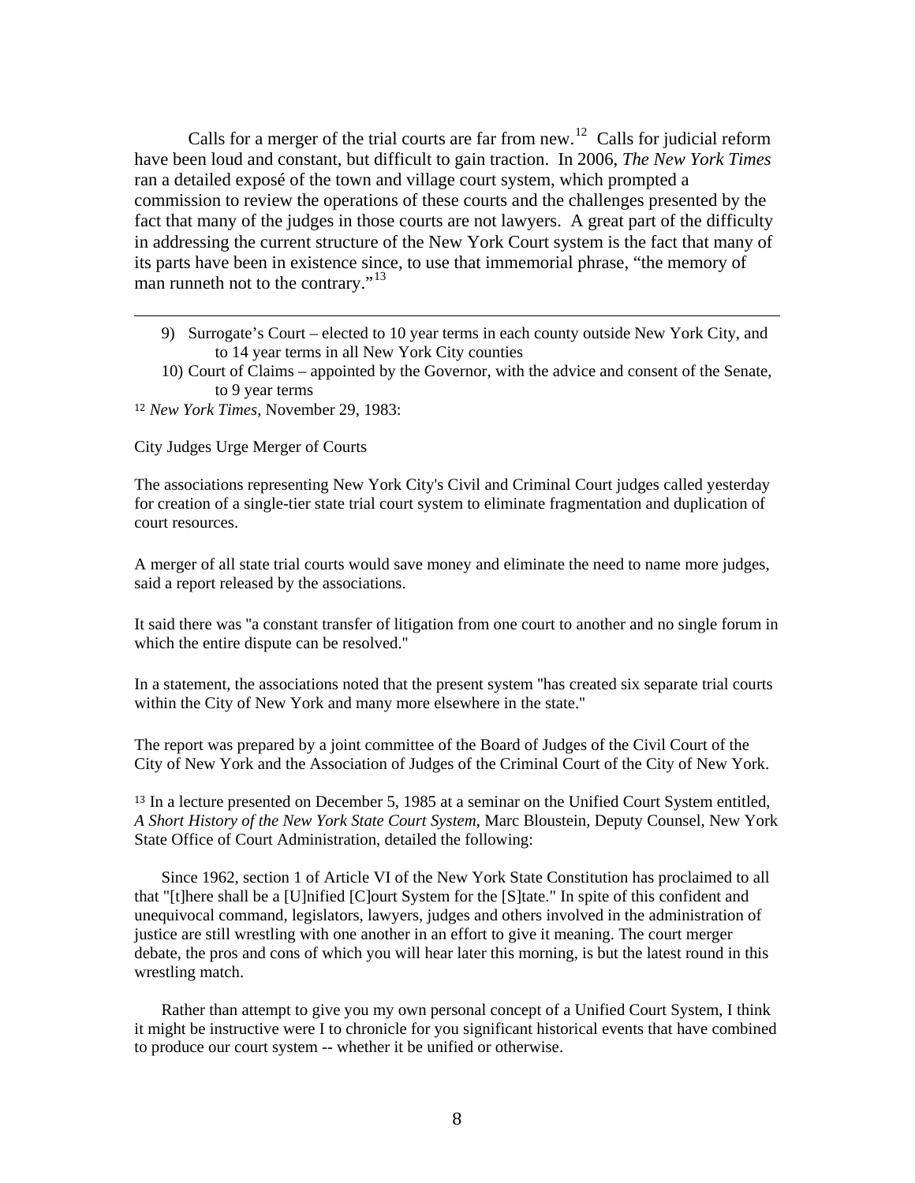Calls for a merger of the trial courts are far from new.[12] Calls for judicial reform have been loud and constant, but difficult to gain traction. In 2006, *The New York Times* ran a detailed exposé of the town and village court system, which prompted a commission to review the operations of these courts and the challenges presented by the fact that many of the judges in those courts are not lawyers. A great part of the difficulty in addressing the current structure of the New York Court system is the fact that many of its parts have been in existence since, to use that immemorial phrase, "the memory of man runneth not to the contrary."[13]

---

9) Surrogate's Court – elected to 10 year terms in each county outside New York City, and to 14 year terms in all New York City counties

10) Court of Claims – appointed by the Governor, with the advice and consent of the Senate, to 9 year terms

[12] *New York Times*, November 29, 1983:

City Judges Urge Merger of Courts

The associations representing New York City's Civil and Criminal Court judges called yesterday for creation of a single-tier state trial court system to eliminate fragmentation and duplication of court resources.

A merger of all state trial courts would save money and eliminate the need to name more judges, said a report released by the associations.

It said there was "a constant transfer of litigation from one court to another and no single forum in which the entire dispute can be resolved."

In a statement, the associations noted that the present system "has created six separate trial courts within the City of New York and many more elsewhere in the state."

The report was prepared by a joint committee of the Board of Judges of the Civil Court of the City of New York and the Association of Judges of the Criminal Court of the City of New York.

[13] In a lecture presented on December 5, 1985 at a seminar on the Unified Court System entitled, *A Short History of the New York State Court System*, Marc Bloustein, Deputy Counsel, New York State Office of Court Administration, detailed the following:

Since 1962, section 1 of Article VI of the New York State Constitution has proclaimed to all that "[t]here shall be a [U]nified [C]ourt System for the [S]tate." In spite of this confident and unequivocal command, legislators, lawyers, judges and others involved in the administration of justice are still wrestling with one another in an effort to give it meaning. The court merger debate, the pros and cons of which you will hear later this morning, is but the latest round in this wrestling match.

Rather than attempt to give you my own personal concept of a Unified Court System, I think it might be instructive were I to chronicle for you significant historical events that have combined to produce our court system -- whether it be unified or otherwise.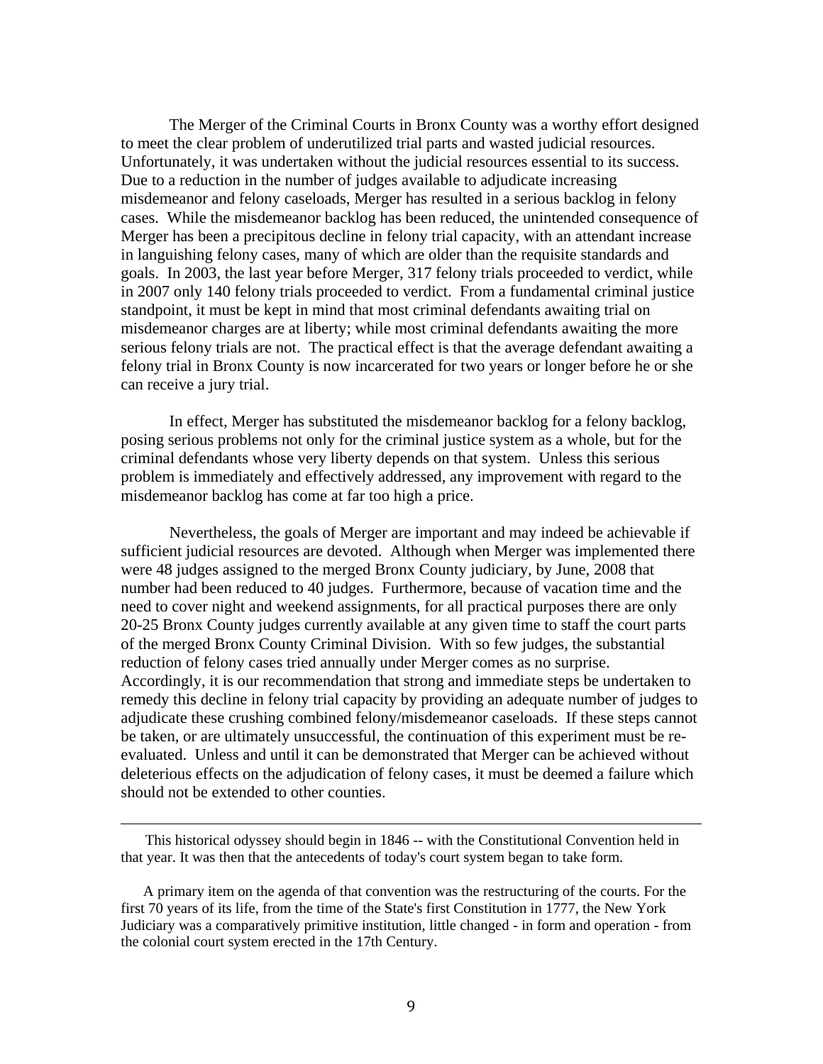The Merger of the Criminal Courts in Bronx County was a worthy effort designed to meet the clear problem of underutilized trial parts and wasted judicial resources. Unfortunately, it was undertaken without the judicial resources essential to its success. Due to a reduction in the number of judges available to adjudicate increasing misdemeanor and felony caseloads, Merger has resulted in a serious backlog in felony cases. While the misdemeanor backlog has been reduced, the unintended consequence of Merger has been a precipitous decline in felony trial capacity, with an attendant increase in languishing felony cases, many of which are older than the requisite standards and goals. In 2003, the last year before Merger, 317 felony trials proceeded to verdict, while in 2007 only 140 felony trials proceeded to verdict. From a fundamental criminal justice standpoint, it must be kept in mind that most criminal defendants awaiting trial on misdemeanor charges are at liberty; while most criminal defendants awaiting the more serious felony trials are not. The practical effect is that the average defendant awaiting a felony trial in Bronx County is now incarcerated for two years or longer before he or she can receive a jury trial.

In effect, Merger has substituted the misdemeanor backlog for a felony backlog, posing serious problems not only for the criminal justice system as a whole, but for the criminal defendants whose very liberty depends on that system. Unless this serious problem is immediately and effectively addressed, any improvement with regard to the misdemeanor backlog has come at far too high a price.

Nevertheless, the goals of Merger are important and may indeed be achievable if sufficient judicial resources are devoted. Although when Merger was implemented there were 48 judges assigned to the merged Bronx County judiciary, by June, 2008 that number had been reduced to 40 judges. Furthermore, because of vacation time and the need to cover night and weekend assignments, for all practical purposes there are only 20-25 Bronx County judges currently available at any given time to staff the court parts of the merged Bronx County Criminal Division. With so few judges, the substantial reduction of felony cases tried annually under Merger comes as no surprise. Accordingly, it is our recommendation that strong and immediate steps be undertaken to remedy this decline in felony trial capacity by providing an adequate number of judges to adjudicate these crushing combined felony/misdemeanor caseloads. If these steps cannot be taken, or are ultimately unsuccessful, the continuation of this experiment must be re-evaluated. Unless and until it can be demonstrated that Merger can be achieved without deleterious effects on the adjudication of felony cases, it must be deemed a failure which should not be extended to other counties.

---

This historical odyssey should begin in 1846 -- with the Constitutional Convention held in that year. It was then that the antecedents of today's court system began to take form.

A primary item on the agenda of that convention was the restructuring of the courts. For the first 70 years of its life, from the time of the State's first Constitution in 1777, the New York Judiciary was a comparatively primitive institution, little changed - in form and operation - from the colonial court system erected in the 17th Century.